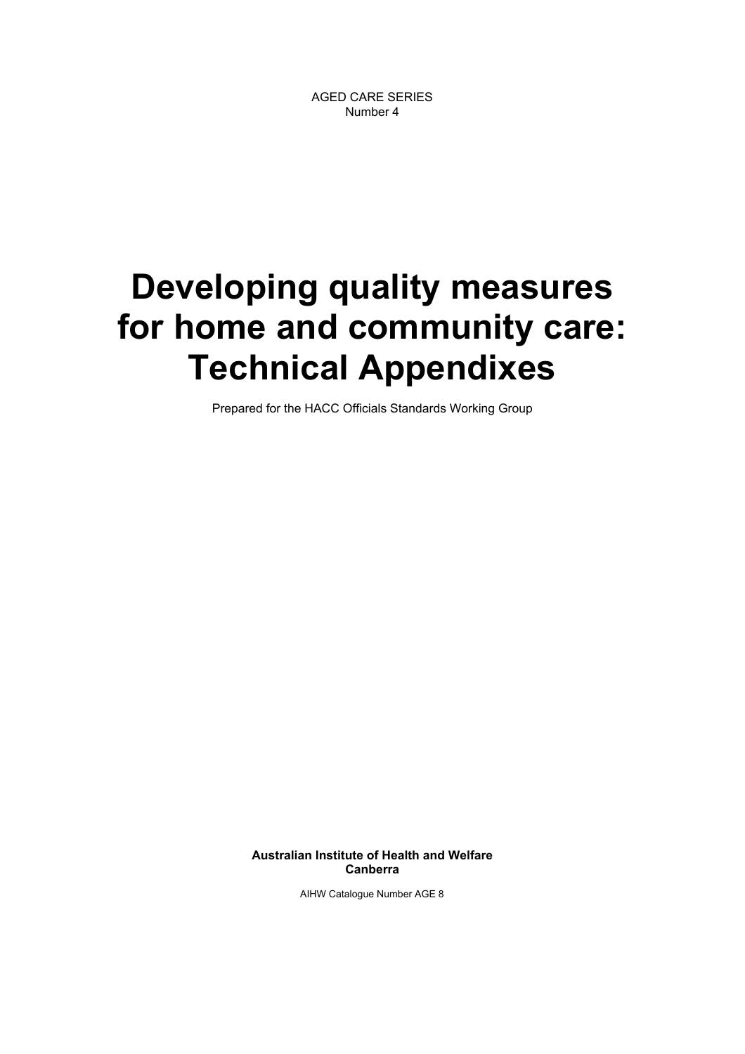AGED CARE SERIES
Number 4

# Developing quality measures for home and community care: Technical Appendixes

Prepared for the HACC Officials Standards Working Group

**Australian Institute of Health and Welfare**
**Canberra**

AIHW Catalogue Number AGE 8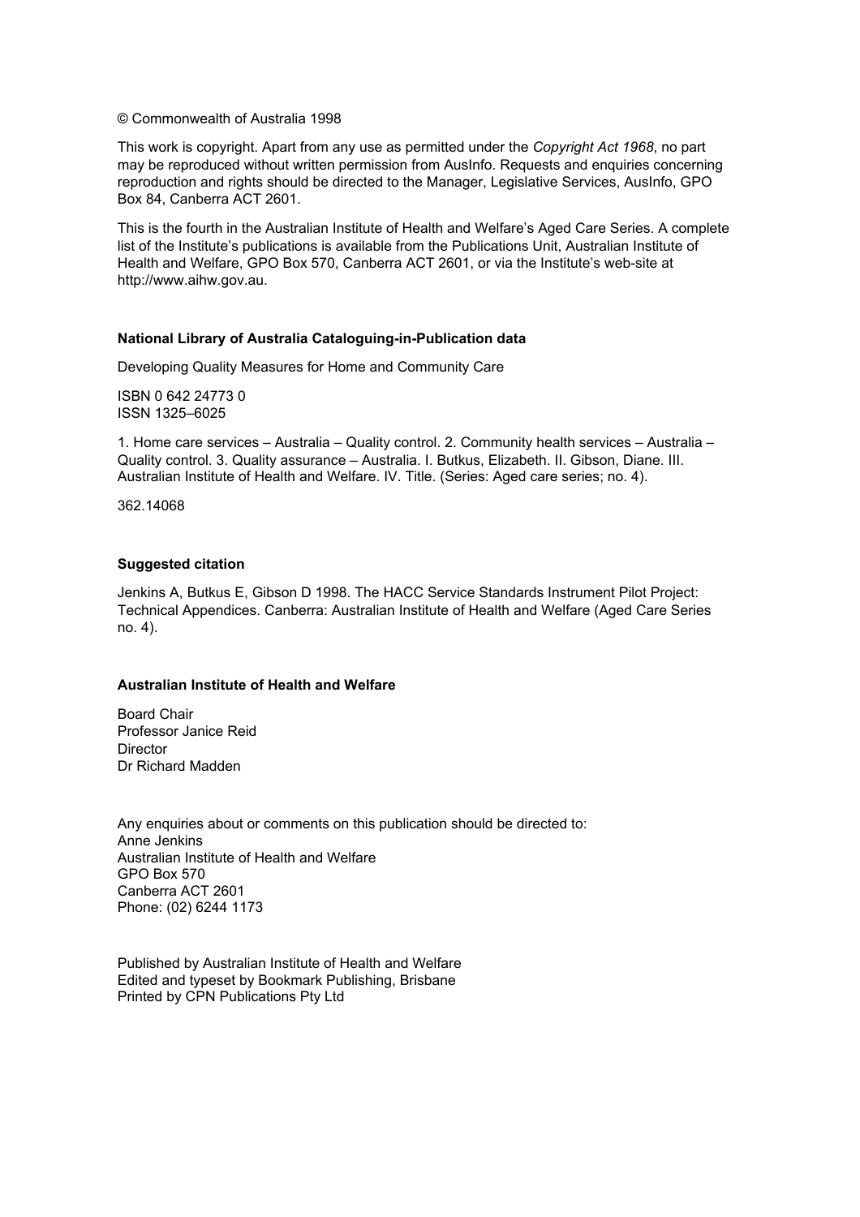© Commonwealth of Australia 1998

This work is copyright. Apart from any use as permitted under the *Copyright Act 1968*, no part may be reproduced without written permission from AusInfo. Requests and enquiries concerning reproduction and rights should be directed to the Manager, Legislative Services, AusInfo, GPO Box 84, Canberra ACT 2601.

This is the fourth in the Australian Institute of Health and Welfare's Aged Care Series. A complete list of the Institute's publications is available from the Publications Unit, Australian Institute of Health and Welfare, GPO Box 570, Canberra ACT 2601, or via the Institute's web-site at http://www.aihw.gov.au.

**National Library of Australia Cataloguing-in-Publication data**

Developing Quality Measures for Home and Community Care

ISBN 0 642 24773 0
ISSN 1325–6025

1. Home care services – Australia – Quality control. 2. Community health services – Australia – Quality control. 3. Quality assurance – Australia. I. Butkus, Elizabeth. II. Gibson, Diane. III. Australian Institute of Health and Welfare. IV. Title. (Series: Aged care series; no. 4).

362.14068

**Suggested citation**

Jenkins A, Butkus E, Gibson D 1998. The HACC Service Standards Instrument Pilot Project: Technical Appendices. Canberra: Australian Institute of Health and Welfare (Aged Care Series no. 4).

**Australian Institute of Health and Welfare**

Board Chair
Professor Janice Reid
Director
Dr Richard Madden

Any enquiries about or comments on this publication should be directed to:
Anne Jenkins
Australian Institute of Health and Welfare
GPO Box 570
Canberra ACT 2601
Phone: (02) 6244 1173

Published by Australian Institute of Health and Welfare
Edited and typeset by Bookmark Publishing, Brisbane
Printed by CPN Publications Pty Ltd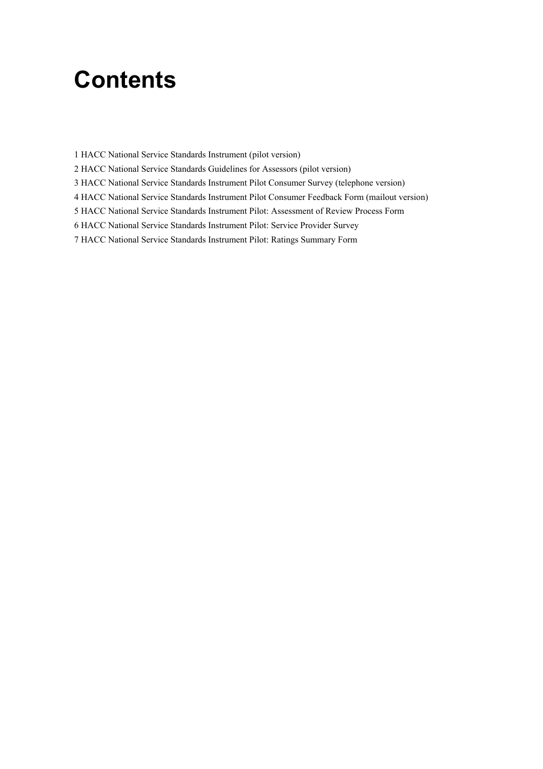# Contents

1 HACC National Service Standards Instrument (pilot version)

2 HACC National Service Standards Guidelines for Assessors (pilot version)

3 HACC National Service Standards Instrument Pilot Consumer Survey (telephone version)

4 HACC National Service Standards Instrument Pilot Consumer Feedback Form (mailout version)

5 HACC National Service Standards Instrument Pilot: Assessment of Review Process Form

6 HACC National Service Standards Instrument Pilot: Service Provider Survey

7 HACC National Service Standards Instrument Pilot: Ratings Summary Form